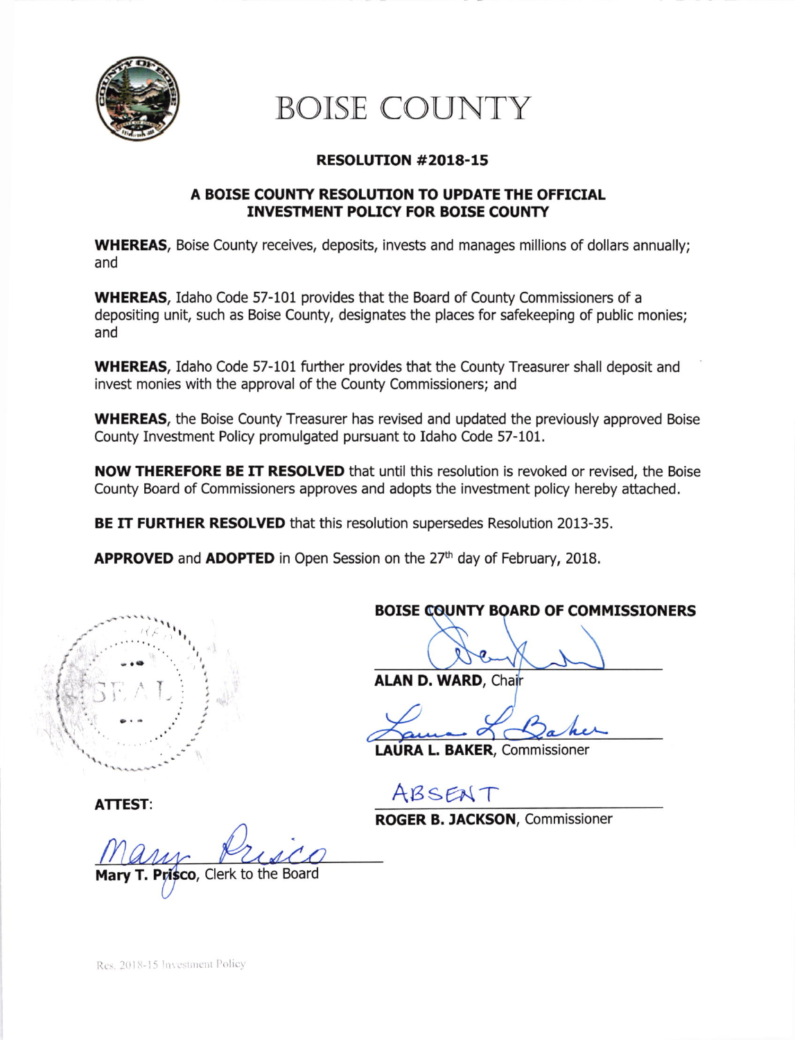# BOISE COUNTY

## RESOLUTION #2018-15

### A BOISE COUNTY RESOLUTION TO UPDATE THE OFFICIAL INVESTMENT POLICY FOR BOISE COUNTY

**WHEREAS**, Boise County receives, deposits, invests and manages millions of dollars annually; and

**WHEREAS**, Idaho Code 57-101 provides that the Board of County Commissioners of a depositing unit, such as Boise County, designates the places for safekeeping of public monies; and

**WHEREAS**, Idaho Code 57-101 further provides that the County Treasurer shall deposit and invest monies with the approval of the County Commissioners; and

**WHEREAS**, the Boise County Treasurer has revised and updated the previously approved Boise County Investment Policy promulgated pursuant to Idaho Code 57-101.

**NOW THEREFORE BE IT RESOLVED** that until this resolution is revoked or revised, the Boise County Board of Commissioners approves and adopts the investment policy hereby attached.

**BE IT FURTHER RESOLVED** that this resolution supersedes Resolution 2013-35.

**APPROVED** and **ADOPTED** in Open Session on the 27th day of February, 2018.

**BOISE COUNTY BOARD OF COMMISSIONERS**

**ALAN D. WARD**, Chair

**LAURA L. BAKER**, Commissioner

ABSENT
**ROGER B. JACKSON**, Commissioner

SEAL

**ATTEST**:

**Mary T. Prisco**, Clerk to the Board

Res. 2018-15 Investment Policy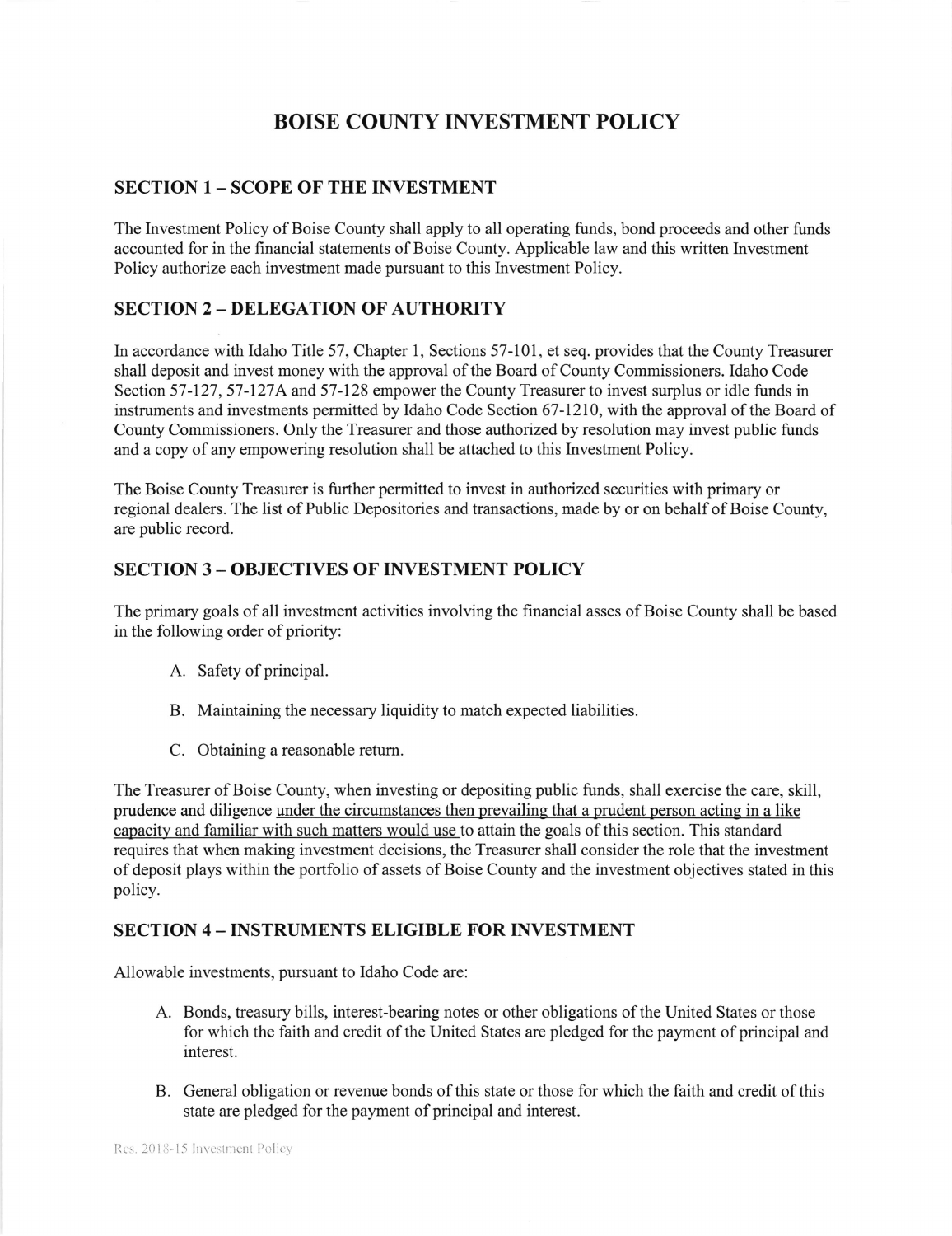# BOISE COUNTY INVESTMENT POLICY

## SECTION 1 – SCOPE OF THE INVESTMENT

The Investment Policy of Boise County shall apply to all operating funds, bond proceeds and other funds accounted for in the financial statements of Boise County. Applicable law and this written Investment Policy authorize each investment made pursuant to this Investment Policy.

## SECTION 2 – DELEGATION OF AUTHORITY

In accordance with Idaho Title 57, Chapter 1, Sections 57-101, et seq. provides that the County Treasurer shall deposit and invest money with the approval of the Board of County Commissioners. Idaho Code Section 57-127, 57-127A and 57-128 empower the County Treasurer to invest surplus or idle funds in instruments and investments permitted by Idaho Code Section 67-1210, with the approval of the Board of County Commissioners. Only the Treasurer and those authorized by resolution may invest public funds and a copy of any empowering resolution shall be attached to this Investment Policy.

The Boise County Treasurer is further permitted to invest in authorized securities with primary or regional dealers. The list of Public Depositories and transactions, made by or on behalf of Boise County, are public record.

## SECTION 3 – OBJECTIVES OF INVESTMENT POLICY

The primary goals of all investment activities involving the financial asses of Boise County shall be based in the following order of priority:

A. Safety of principal.

B. Maintaining the necessary liquidity to match expected liabilities.

C. Obtaining a reasonable return.

The Treasurer of Boise County, when investing or depositing public funds, shall exercise the care, skill, prudence and diligence under the circumstances then prevailing that a prudent person acting in a like capacity and familiar with such matters would use to attain the goals of this section. This standard requires that when making investment decisions, the Treasurer shall consider the role that the investment of deposit plays within the portfolio of assets of Boise County and the investment objectives stated in this policy.

## SECTION 4 – INSTRUMENTS ELIGIBLE FOR INVESTMENT

Allowable investments, pursuant to Idaho Code are:

A. Bonds, treasury bills, interest-bearing notes or other obligations of the United States or those for which the faith and credit of the United States are pledged for the payment of principal and interest.

B. General obligation or revenue bonds of this state or those for which the faith and credit of this state are pledged for the payment of principal and interest.